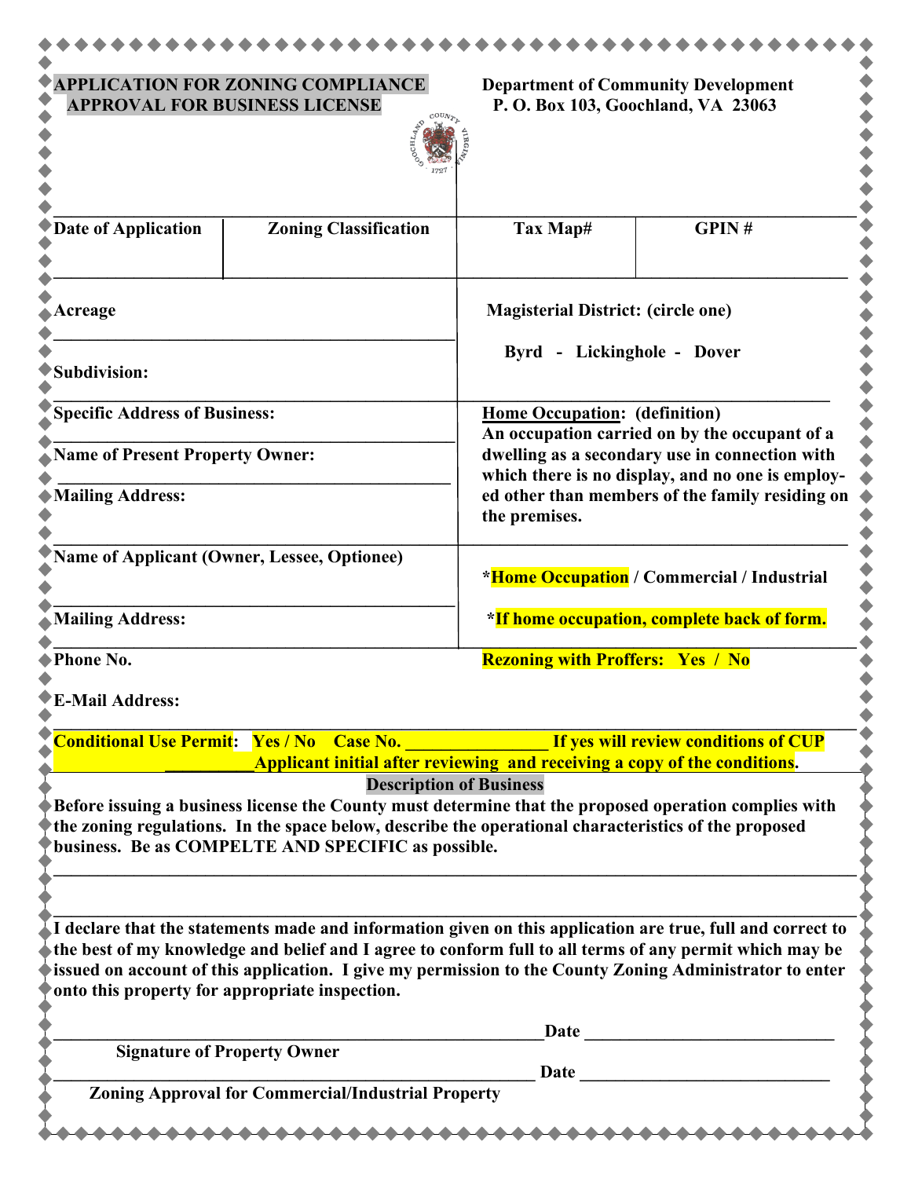# APPLICATION FOR ZONING COMPLIANCE APPROVAL FOR BUSINESS LICENSE

**Department of Community Development**
**P. O. Box 103, Goochland, VA 23063**

| Date of Application | Zoning Classification | Tax Map# | GPIN # |
|---|---|---|---|
| | | | |

**Acreage**

**Subdivision:**

**Magisterial District:** (circle one)

**Byrd - Lickinghole - Dover**

**Specific Address of Business:**

**Name of Present Property Owner:**

**Mailing Address:**

**Home Occupation: (definition)**
An occupation carried on by the occupant of a dwelling as a secondary use in connection with which there is no display, and no one is employed other than members of the family residing on the premises.

**Name of Applicant (Owner, Lessee, Optionee)**

**Mailing Address:**

**Phone No.**

**E-Mail Address:**

***Home Occupation / Commercial / Industrial**

***If home occupation, complete back of form.**

**Rezoning with Proffers: Yes / No**

**Conditional Use Permit: Yes / No Case No. _______________ If yes will review conditions of CUP**
**__________ Applicant initial after reviewing and receiving a copy of the conditions.**

## Description of Business

**Before issuing a business license the County must determine that the proposed operation complies with the zoning regulations. In the space below, describe the operational characteristics of the proposed business. Be as COMPELTE AND SPECIFIC as possible.**

______________________________________________________________________

______________________________________________________________________

**I declare that the statements made and information given on this application are true, full and correct to the best of my knowledge and belief and I agree to conform full to all terms of any permit which may be issued on account of this application. I give my permission to the County Zoning Administrator to enter onto this property for appropriate inspection.**

_______________________________________________ **Date** ____________________
**Signature of Property Owner**

_______________________________________________ **Date** ____________________
**Zoning Approval for Commercial/Industrial Property**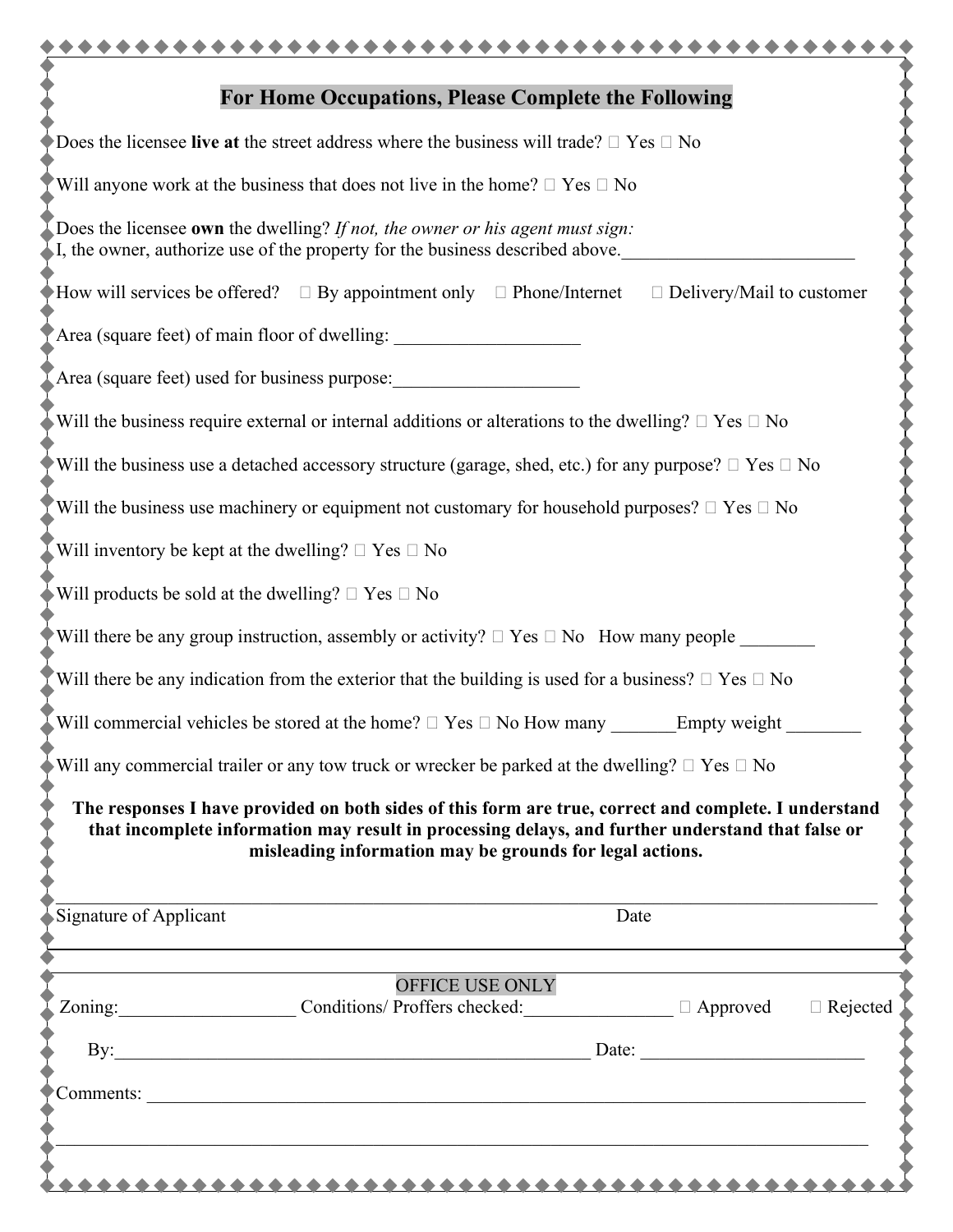## For Home Occupations, Please Complete the Following

Does the licensee **live at** the street address where the business will trade? ☐ Yes ☐ No

Will anyone work at the business that does not live in the home? ☐ Yes ☐ No

Does the licensee **own** the dwelling? *If not, the owner or his agent must sign:*
I, the owner, authorize use of the property for the business described above.\_\_\_\_\_\_\_\_\_\_\_\_\_\_\_\_\_\_\_\_\_\_\_\_\_\_

How will services be offered? ☐ By appointment only ☐ Phone/Internet ☐ Delivery/Mail to customer

Area (square feet) of main floor of dwelling: \_\_\_\_\_\_\_\_\_\_\_\_\_\_\_\_\_\_\_\_

Area (square feet) used for business purpose:\_\_\_\_\_\_\_\_\_\_\_\_\_\_\_\_\_\_\_\_

Will the business require external or internal additions or alterations to the dwelling? ☐ Yes ☐ No

Will the business use a detached accessory structure (garage, shed, etc.) for any purpose? ☐ Yes ☐ No

Will the business use machinery or equipment not customary for household purposes? ☐ Yes ☐ No

Will inventory be kept at the dwelling? ☐ Yes ☐ No

Will products be sold at the dwelling? ☐ Yes ☐ No

Will there be any group instruction, assembly or activity? ☐ Yes ☐ No How many people \_\_\_\_\_\_\_\_

Will there be any indication from the exterior that the building is used for a business? ☐ Yes ☐ No

Will commercial vehicles be stored at the home? ☐ Yes ☐ No How many \_\_\_\_\_\_\_Empty weight \_\_\_\_\_\_\_\_

Will any commercial trailer or any tow truck or wrecker be parked at the dwelling? ☐ Yes ☐ No

**The responses I have provided on both sides of this form are true, correct and complete. I understand that incomplete information may result in processing delays, and further understand that false or misleading information may be grounds for legal actions.**

\_\_\_\_\_\_\_\_\_\_\_\_\_\_\_\_\_\_\_\_\_\_\_\_\_\_\_\_\_\_\_\_\_\_\_\_\_\_\_\_\_\_\_\_\_\_\_\_\_\_\_\_\_\_\_\_\_\_\_\_\_\_\_\_\_\_\_\_\_\_\_\_\_\_\_\_\_\_
Signature of Applicant                                                   Date

OFFICE USE ONLY

Zoning:\_\_\_\_\_\_\_\_\_\_\_\_\_\_\_\_\_\_\_ Conditions/ Proffers checked:\_\_\_\_\_\_\_\_\_\_\_\_\_\_\_\_ ☐ Approved ☐ Rejected

By:\_\_\_\_\_\_\_\_\_\_\_\_\_\_\_\_\_\_\_\_\_\_\_\_\_\_\_\_\_\_\_\_\_\_\_\_\_\_\_\_\_\_\_\_\_\_\_\_\_\_\_\_ Date: \_\_\_\_\_\_\_\_\_\_\_\_\_\_\_\_\_\_\_\_\_\_\_\_

Comments: \_\_\_\_\_\_\_\_\_\_\_\_\_\_\_\_\_\_\_\_\_\_\_\_\_\_\_\_\_\_\_\_\_\_\_\_\_\_\_\_\_\_\_\_\_\_\_\_\_\_\_\_\_\_\_\_\_\_\_\_\_\_\_\_\_\_\_\_\_\_\_\_\_\_\_\_

\_\_\_\_\_\_\_\_\_\_\_\_\_\_\_\_\_\_\_\_\_\_\_\_\_\_\_\_\_\_\_\_\_\_\_\_\_\_\_\_\_\_\_\_\_\_\_\_\_\_\_\_\_\_\_\_\_\_\_\_\_\_\_\_\_\_\_\_\_\_\_\_\_\_\_\_\_\_\_\_\_\_